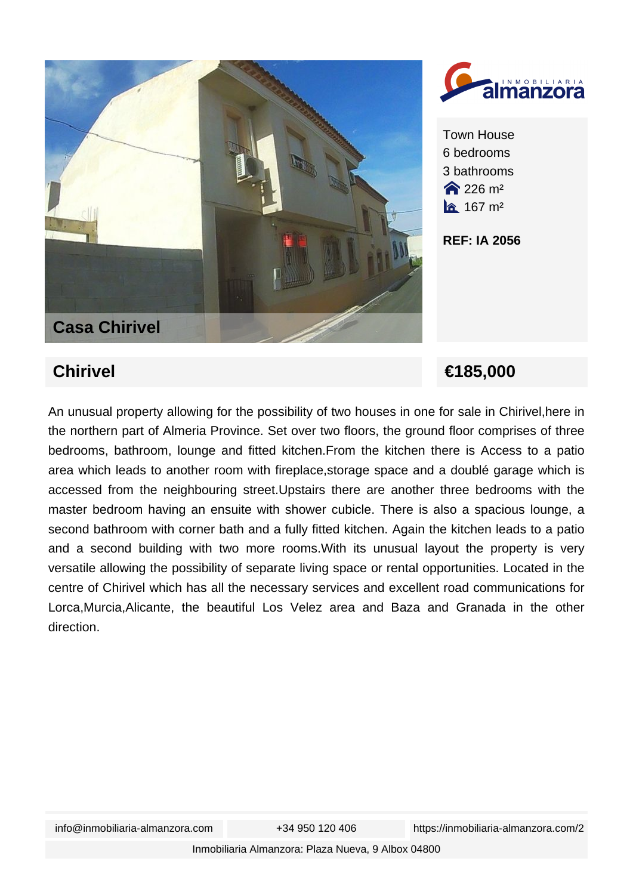## Casa Chirivel

Town House
6 bedrooms
3 bathrooms
226 m²
167 m²

**REF: IA 2056**

## Chirivel

## €185,000

An unusual property allowing for the possibility of two houses in one for sale in Chirivel,here in the northern part of Almeria Province. Set over two floors, the ground floor comprises of three bedrooms, bathroom, lounge and fitted kitchen.From the kitchen there is Access to a patio area which leads to another room with fireplace,storage space and a doublé garage which is accessed from the neighbouring street.Upstairs there are another three bedrooms with the master bedroom having an ensuite with shower cubicle. There is also a spacious lounge, a second bathroom with corner bath and a fully fitted kitchen. Again the kitchen leads to a patio and a second building with two more rooms.With its unusual layout the property is very versatile allowing the possibility of separate living space or rental opportunities. Located in the centre of Chirivel which has all the necessary services and excellent road communications for Lorca,Murcia,Alicante, the beautiful Los Velez area and Baza and Granada in the other direction.

info@inmobiliaria-almanzora.com | +34 950 120 406 | https://inmobiliaria-almanzora.com/2

Inmobiliaria Almanzora: Plaza Nueva, 9 Albox 04800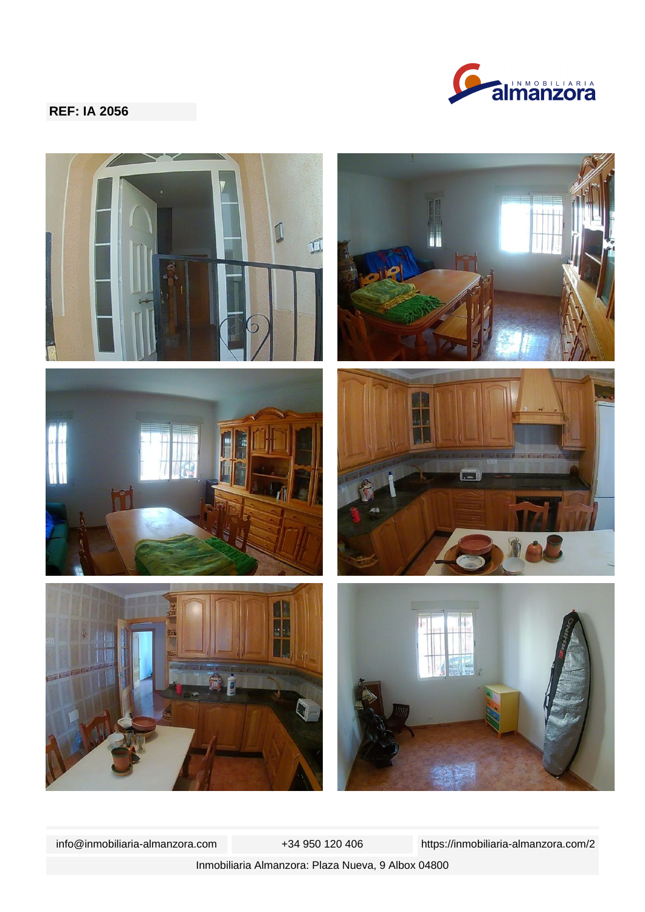**REF: IA 2056**

info@inmobiliaria-almanzora.com | +34 950 120 406 | https://inmobiliaria-almanzora.com/2

Inmobiliaria Almanzora: Plaza Nueva, 9 Albox 04800